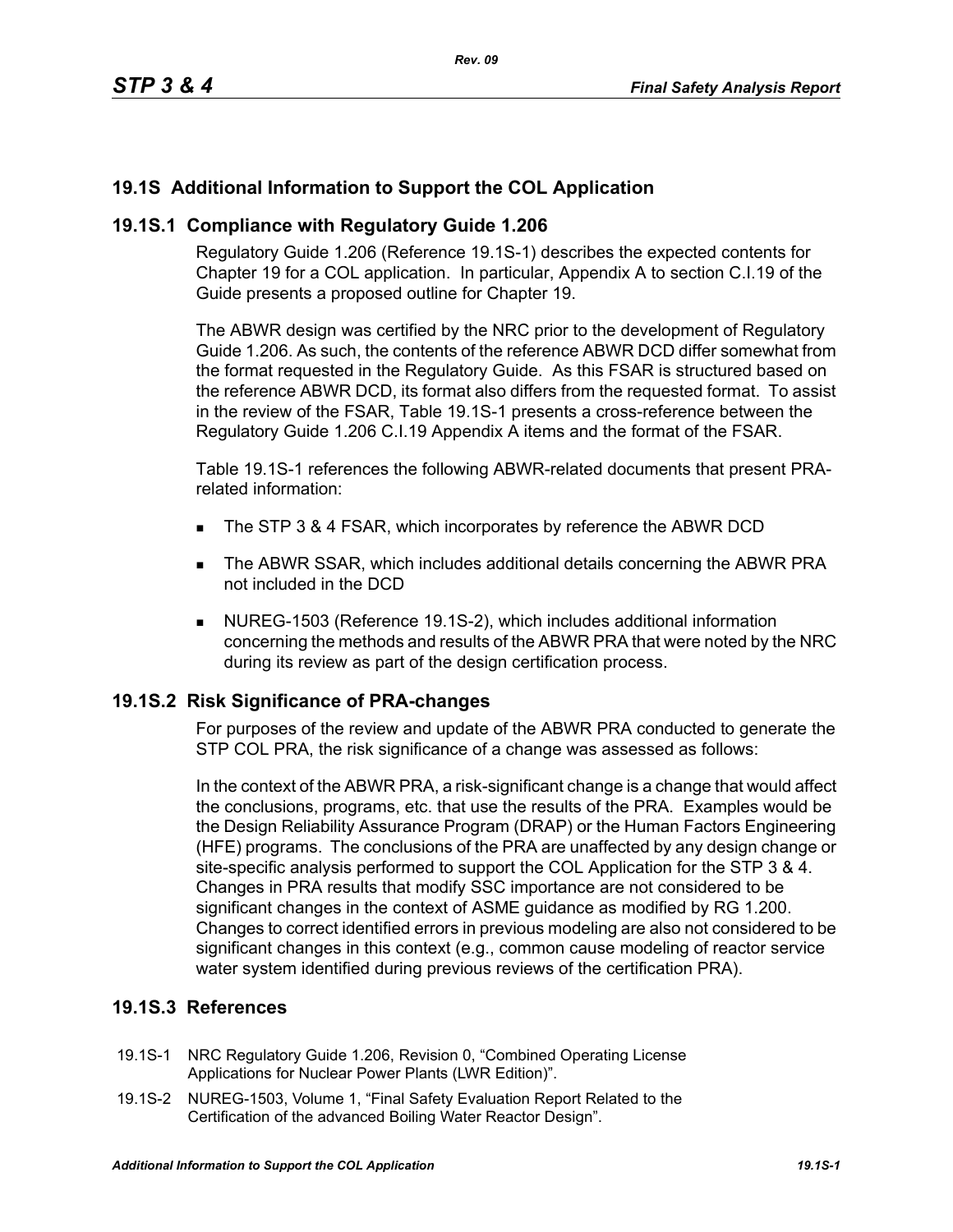## 19.1S Additional Information to Support the COL Application

### 19.1S.1 Compliance with Regulatory Guide 1.206

Regulatory Guide 1.206 (Reference 19.1S-1) describes the expected contents for Chapter 19 for a COL application. In particular, Appendix A to section C.I.19 of the Guide presents a proposed outline for Chapter 19.

The ABWR design was certified by the NRC prior to the development of Regulatory Guide 1.206. As such, the contents of the reference ABWR DCD differ somewhat from the format requested in the Regulatory Guide. As this FSAR is structured based on the reference ABWR DCD, its format also differs from the requested format. To assist in the review of the FSAR, Table 19.1S-1 presents a cross-reference between the Regulatory Guide 1.206 C.I.19 Appendix A items and the format of the FSAR.

Table 19.1S-1 references the following ABWR-related documents that present PRA-related information:

- The STP 3 & 4 FSAR, which incorporates by reference the ABWR DCD
- The ABWR SSAR, which includes additional details concerning the ABWR PRA not included in the DCD
- NUREG-1503 (Reference 19.1S-2), which includes additional information concerning the methods and results of the ABWR PRA that were noted by the NRC during its review as part of the design certification process.

### 19.1S.2 Risk Significance of PRA-changes

For purposes of the review and update of the ABWR PRA conducted to generate the STP COL PRA, the risk significance of a change was assessed as follows:

In the context of the ABWR PRA, a risk-significant change is a change that would affect the conclusions, programs, etc. that use the results of the PRA. Examples would be the Design Reliability Assurance Program (DRAP) or the Human Factors Engineering (HFE) programs. The conclusions of the PRA are unaffected by any design change or site-specific analysis performed to support the COL Application for the STP 3 & 4. Changes in PRA results that modify SSC importance are not considered to be significant changes in the context of ASME guidance as modified by RG 1.200. Changes to correct identified errors in previous modeling are also not considered to be significant changes in this context (e.g., common cause modeling of reactor service water system identified during previous reviews of the certification PRA).

### 19.1S.3 References

19.1S-1 NRC Regulatory Guide 1.206, Revision 0, "Combined Operating License Applications for Nuclear Power Plants (LWR Edition)".

19.1S-2 NUREG-1503, Volume 1, "Final Safety Evaluation Report Related to the Certification of the advanced Boiling Water Reactor Design".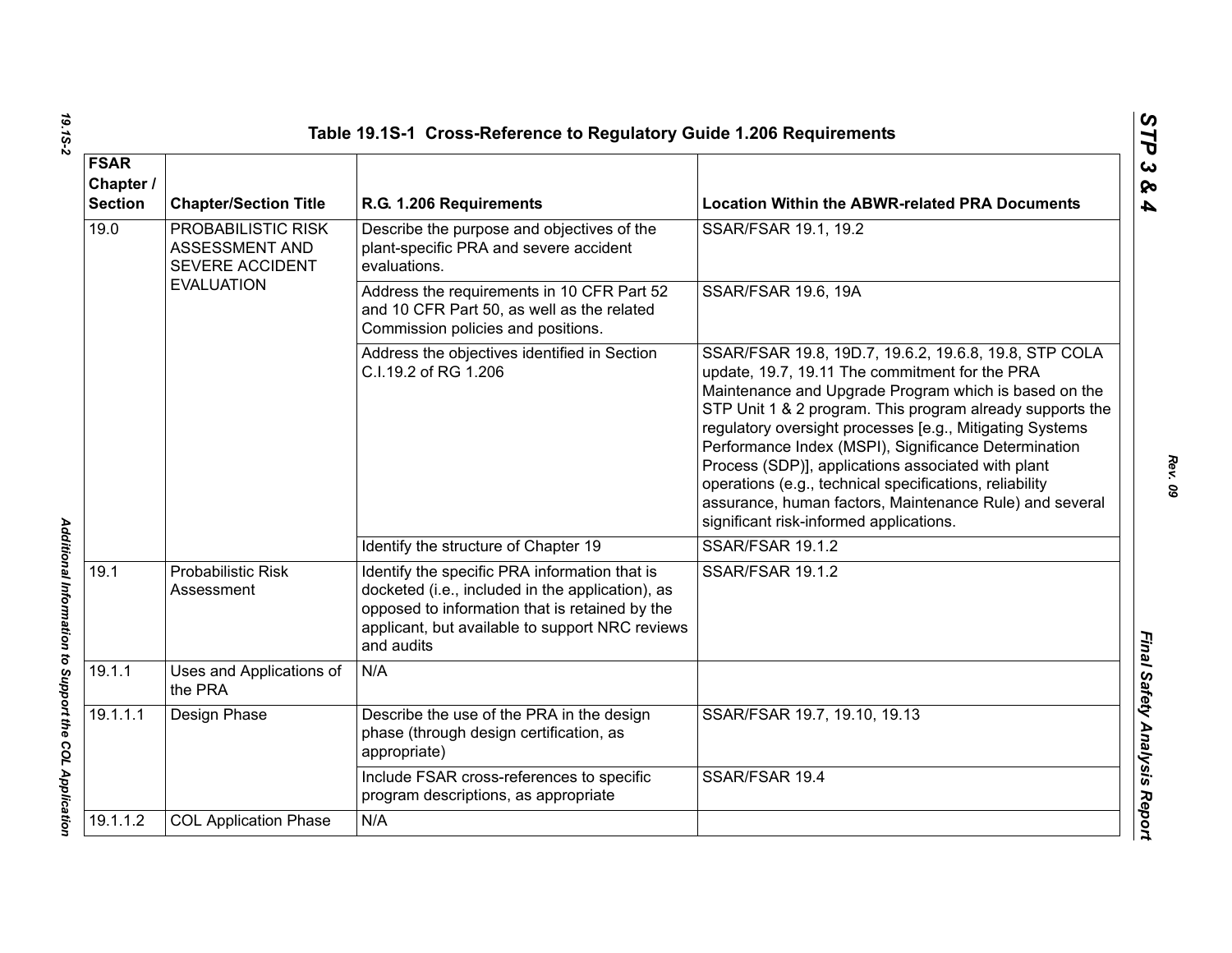Table 19.1S-1 Cross-Reference to Regulatory Guide 1.206 Requirements

| FSAR Chapter / Section | Chapter/Section Title | R.G. 1.206 Requirements | Location Within the ABWR-related PRA Documents |
|---|---|---|---|
| 19.0 | PROBABILISTIC RISK ASSESSMENT AND SEVERE ACCIDENT EVALUATION | Describe the purpose and objectives of the plant-specific PRA and severe accident evaluations. | SSAR/FSAR 19.1, 19.2 |
| | | Address the requirements in 10 CFR Part 52 and 10 CFR Part 50, as well as the related Commission policies and positions. | SSAR/FSAR 19.6, 19A |
| | | Address the objectives identified in Section C.I.19.2 of RG 1.206 | SSAR/FSAR 19.8, 19D.7, 19.6.2, 19.6.8, 19.8, STP COLA update, 19.7, 19.11 The commitment for the PRA Maintenance and Upgrade Program which is based on the STP Unit 1 & 2 program. This program already supports the regulatory oversight processes [e.g., Mitigating Systems Performance Index (MSPI), Significance Determination Process (SDP)], applications associated with plant operations (e.g., technical specifications, reliability assurance, human factors, Maintenance Rule) and several significant risk-informed applications. |
| | | Identify the structure of Chapter 19 | SSAR/FSAR 19.1.2 |
| 19.1 | Probabilistic Risk Assessment | Identify the specific PRA information that is docketed (i.e., included in the application), as opposed to information that is retained by the applicant, but available to support NRC reviews and audits | SSAR/FSAR 19.1.2 |
| 19.1.1 | Uses and Applications of the PRA | N/A | |
| 19.1.1.1 | Design Phase | Describe the use of the PRA in the design phase (through design certification, as appropriate) | SSAR/FSAR 19.7, 19.10, 19.13 |
| | | Include FSAR cross-references to specific program descriptions, as appropriate | SSAR/FSAR 19.4 |
| 19.1.1.2 | COL Application Phase | N/A | |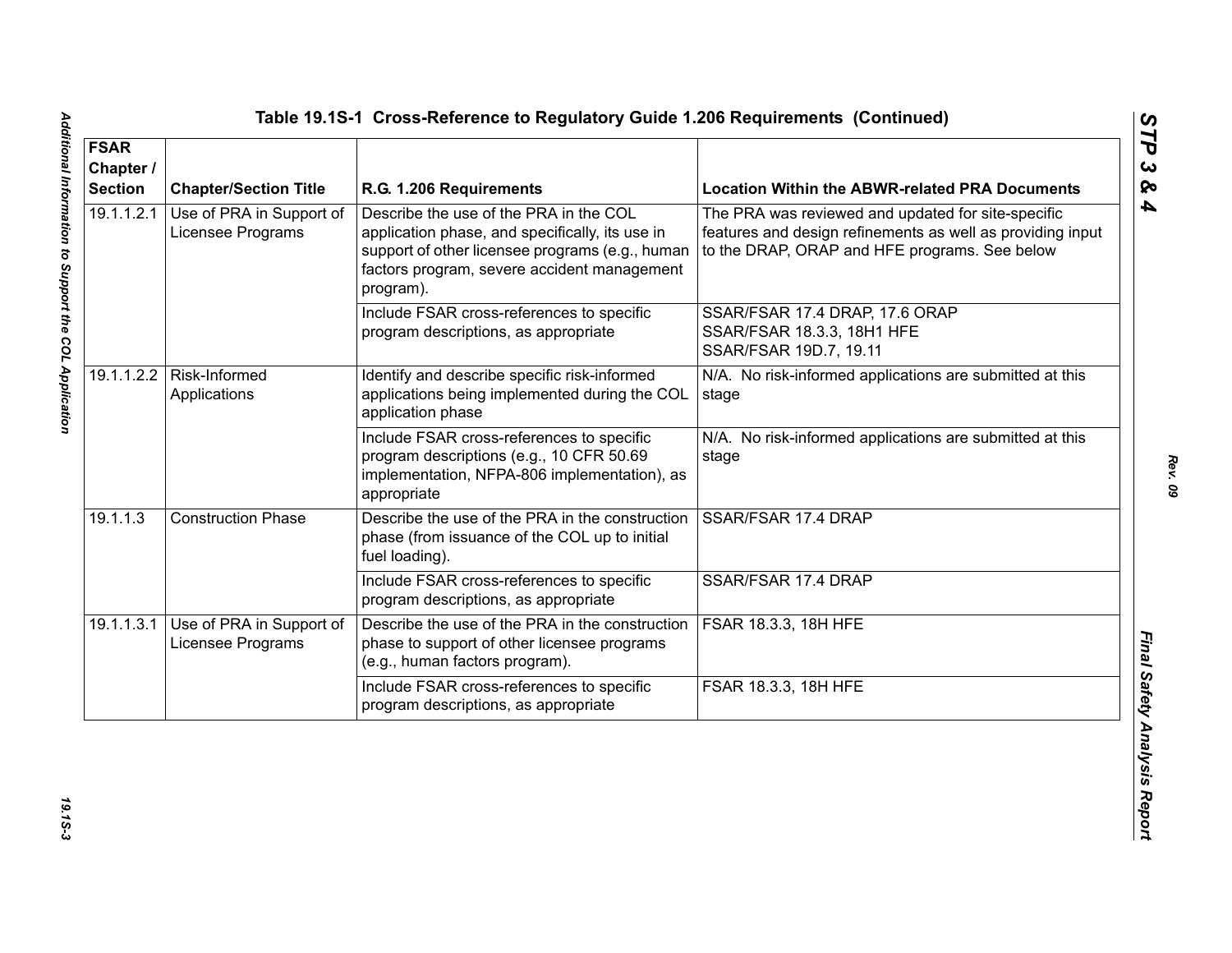## Table 19.1S-1 Cross-Reference to Regulatory Guide 1.206 Requirements (Continued)

| FSAR Chapter / Section | Chapter/Section Title | R.G. 1.206 Requirements | Location Within the ABWR-related PRA Documents |
|---|---|---|---|
| 19.1.1.2.1 | Use of PRA in Support of Licensee Programs | Describe the use of the PRA in the COL application phase, and specifically, its use in support of other licensee programs (e.g., human factors program, severe accident management program). | The PRA was reviewed and updated for site-specific features and design refinements as well as providing input to the DRAP, ORAP and HFE programs. See below |
| | | Include FSAR cross-references to specific program descriptions, as appropriate | SSAR/FSAR 17.4 DRAP, 17.6 ORAP<br>SSAR/FSAR 18.3.3, 18H1 HFE<br>SSAR/FSAR 19D.7, 19.11 |
| 19.1.1.2.2 | Risk-Informed Applications | Identify and describe specific risk-informed applications being implemented during the COL application phase | N/A. No risk-informed applications are submitted at this stage |
| | | Include FSAR cross-references to specific program descriptions (e.g., 10 CFR 50.69 implementation, NFPA-806 implementation), as appropriate | N/A. No risk-informed applications are submitted at this stage |
| 19.1.1.3 | Construction Phase | Describe the use of the PRA in the construction phase (from issuance of the COL up to initial fuel loading). | SSAR/FSAR 17.4 DRAP |
| | | Include FSAR cross-references to specific program descriptions, as appropriate | SSAR/FSAR 17.4 DRAP |
| 19.1.1.3.1 | Use of PRA in Support of Licensee Programs | Describe the use of the PRA in the construction phase to support of other licensee programs (e.g., human factors program). | FSAR 18.3.3, 18H HFE |
| | | Include FSAR cross-references to specific program descriptions, as appropriate | FSAR 18.3.3, 18H HFE |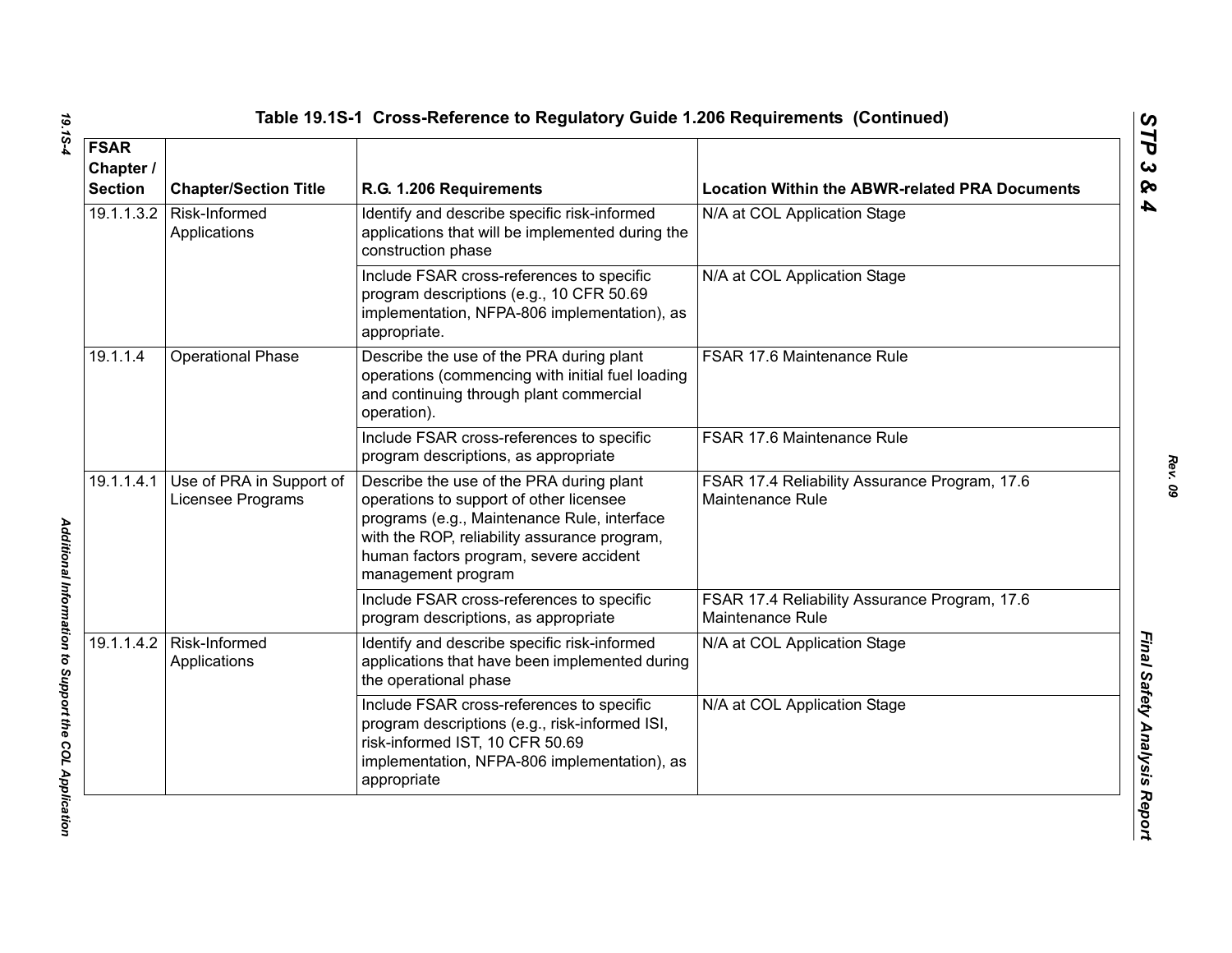**Table 19.1S-1 Cross-Reference to Regulatory Guide 1.206 Requirements (Continued)**

| FSAR Chapter / Section | Chapter/Section Title | R.G. 1.206 Requirements | Location Within the ABWR-related PRA Documents |
|---|---|---|---|
| 19.1.1.3.2 | Risk-Informed Applications | Identify and describe specific risk-informed applications that will be implemented during the construction phase | N/A at COL Application Stage |
| | | Include FSAR cross-references to specific program descriptions (e.g., 10 CFR 50.69 implementation, NFPA-806 implementation), as appropriate. | N/A at COL Application Stage |
| 19.1.1.4 | Operational Phase | Describe the use of the PRA during plant operations (commencing with initial fuel loading and continuing through plant commercial operation). | FSAR 17.6 Maintenance Rule |
| | | Include FSAR cross-references to specific program descriptions, as appropriate | FSAR 17.6 Maintenance Rule |
| 19.1.1.4.1 | Use of PRA in Support of Licensee Programs | Describe the use of the PRA during plant operations to support of other licensee programs (e.g., Maintenance Rule, interface with the ROP, reliability assurance program, human factors program, severe accident management program | FSAR 17.4 Reliability Assurance Program, 17.6 Maintenance Rule |
| | | Include FSAR cross-references to specific program descriptions, as appropriate | FSAR 17.4 Reliability Assurance Program, 17.6 Maintenance Rule |
| 19.1.1.4.2 | Risk-Informed Applications | Identify and describe specific risk-informed applications that have been implemented during the operational phase | N/A at COL Application Stage |
| | | Include FSAR cross-references to specific program descriptions (e.g., risk-informed ISI, risk-informed IST, 10 CFR 50.69 implementation, NFPA-806 implementation), as appropriate | N/A at COL Application Stage |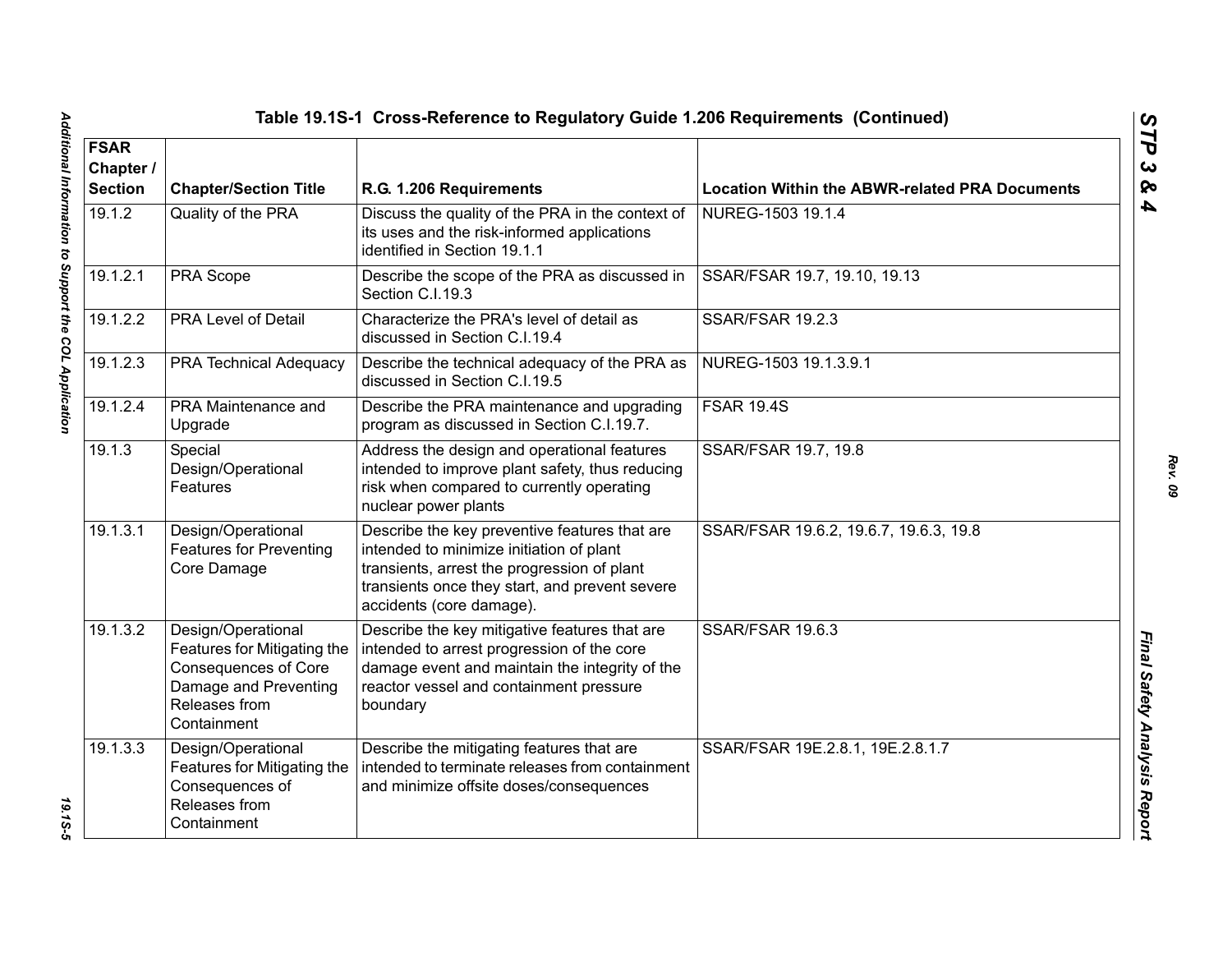## Table 19.1S-1 Cross-Reference to Regulatory Guide 1.206 Requirements (Continued)

| FSAR Chapter / Section | Chapter/Section Title | R.G. 1.206 Requirements | Location Within the ABWR-related PRA Documents |
|---|---|---|---|
| 19.1.2 | Quality of the PRA | Discuss the quality of the PRA in the context of its uses and the risk-informed applications identified in Section 19.1.1 | NUREG-1503 19.1.4 |
| 19.1.2.1 | PRA Scope | Describe the scope of the PRA as discussed in Section C.I.19.3 | SSAR/FSAR 19.7, 19.10, 19.13 |
| 19.1.2.2 | PRA Level of Detail | Characterize the PRA's level of detail as discussed in Section C.I.19.4 | SSAR/FSAR 19.2.3 |
| 19.1.2.3 | PRA Technical Adequacy | Describe the technical adequacy of the PRA as discussed in Section C.I.19.5 | NUREG-1503 19.1.3.9.1 |
| 19.1.2.4 | PRA Maintenance and Upgrade | Describe the PRA maintenance and upgrading program as discussed in Section C.I.19.7. | FSAR 19.4S |
| 19.1.3 | Special Design/Operational Features | Address the design and operational features intended to improve plant safety, thus reducing risk when compared to currently operating nuclear power plants | SSAR/FSAR 19.7, 19.8 |
| 19.1.3.1 | Design/Operational Features for Preventing Core Damage | Describe the key preventive features that are intended to minimize initiation of plant transients, arrest the progression of plant transients once they start, and prevent severe accidents (core damage). | SSAR/FSAR 19.6.2, 19.6.7, 19.6.3, 19.8 |
| 19.1.3.2 | Design/Operational Features for Mitigating the Consequences of Core Damage and Preventing Releases from Containment | Describe the key mitigative features that are intended to arrest progression of the core damage event and maintain the integrity of the reactor vessel and containment pressure boundary | SSAR/FSAR 19.6.3 |
| 19.1.3.3 | Design/Operational Features for Mitigating the Consequences of Releases from Containment | Describe the mitigating features that are intended to terminate releases from containment and minimize offsite doses/consequences | SSAR/FSAR 19E.2.8.1, 19E.2.8.1.7 |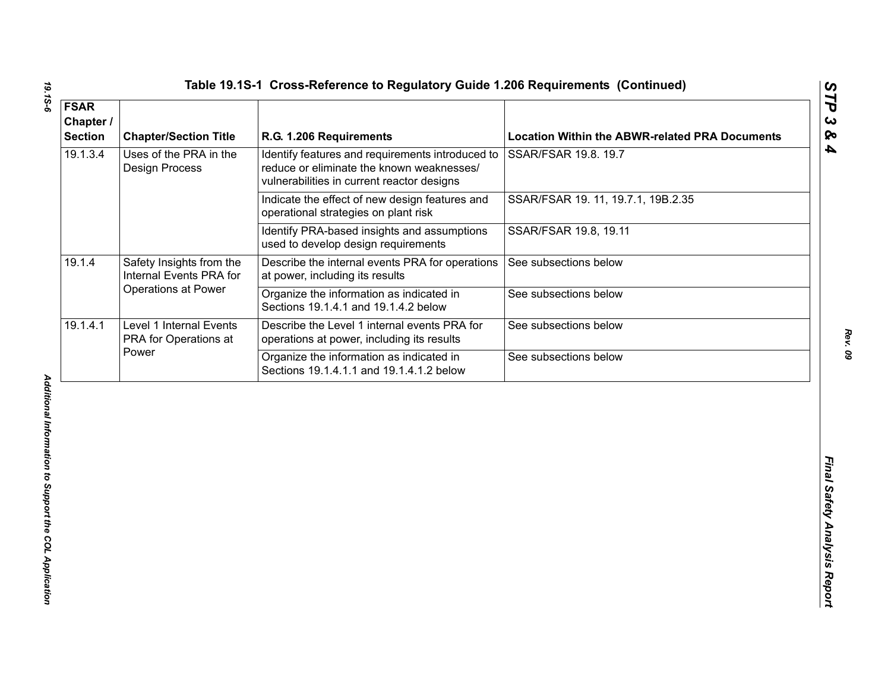## Table 19.1S-1 Cross-Reference to Regulatory Guide 1.206 Requirements (Continued)

| FSAR Chapter / Section | Chapter/Section Title | R.G. 1.206 Requirements | Location Within the ABWR-related PRA Documents |
|---|---|---|---|
| 19.1.3.4 | Uses of the PRA in the Design Process | Identify features and requirements introduced to reduce or eliminate the known weaknesses/ vulnerabilities in current reactor designs | SSAR/FSAR 19.8. 19.7 |
| | | Indicate the effect of new design features and operational strategies on plant risk | SSAR/FSAR 19. 11, 19.7.1, 19B.2.35 |
| | | Identify PRA-based insights and assumptions used to develop design requirements | SSAR/FSAR 19.8, 19.11 |
| 19.1.4 | Safety Insights from the Internal Events PRA for Operations at Power | Describe the internal events PRA for operations at power, including its results | See subsections below |
| | | Organize the information as indicated in Sections 19.1.4.1 and 19.1.4.2 below | See subsections below |
| 19.1.4.1 | Level 1 Internal Events PRA for Operations at Power | Describe the Level 1 internal events PRA for operations at power, including its results | See subsections below |
| | | Organize the information as indicated in Sections 19.1.4.1.1 and 19.1.4.1.2 below | See subsections below |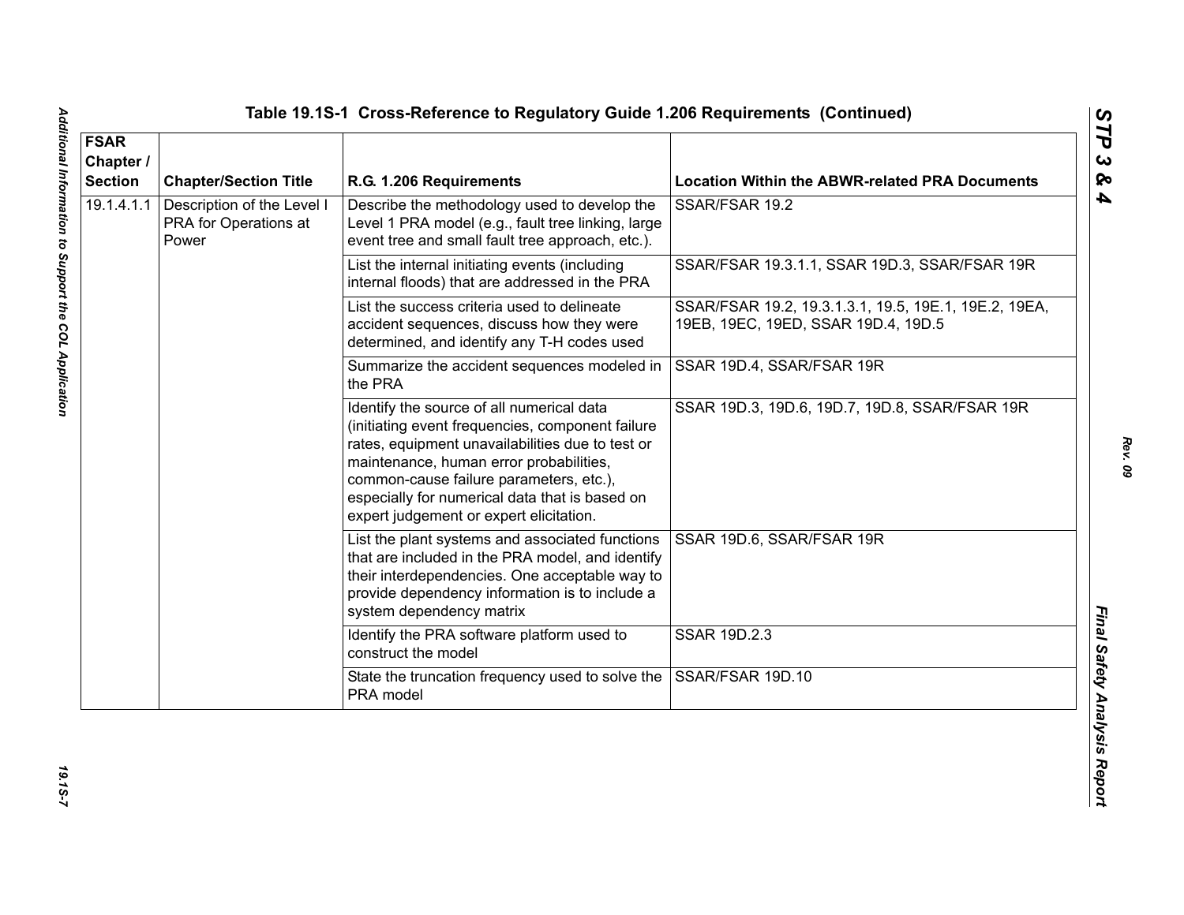## Table 19.1S-1 Cross-Reference to Regulatory Guide 1.206 Requirements (Continued)

| FSAR Chapter / Section | Chapter/Section Title | R.G. 1.206 Requirements | Location Within the ABWR-related PRA Documents |
|---|---|---|---|
| 19.1.4.1.1 | Description of the Level I PRA for Operations at Power | Describe the methodology used to develop the Level 1 PRA model (e.g., fault tree linking, large event tree and small fault tree approach, etc.). | SSAR/FSAR 19.2 |
| | | List the internal initiating events (including internal floods) that are addressed in the PRA | SSAR/FSAR 19.3.1.1, SSAR 19D.3, SSAR/FSAR 19R |
| | | List the success criteria used to delineate accident sequences, discuss how they were determined, and identify any T-H codes used | SSAR/FSAR 19.2, 19.3.1.3.1, 19.5, 19E.1, 19E.2, 19EA, 19EB, 19EC, 19ED, SSAR 19D.4, 19D.5 |
| | | Summarize the accident sequences modeled in the PRA | SSAR 19D.4, SSAR/FSAR 19R |
| | | Identify the source of all numerical data (initiating event frequencies, component failure rates, equipment unavailabilities due to test or maintenance, human error probabilities, common-cause failure parameters, etc.), especially for numerical data that is based on expert judgement or expert elicitation. | SSAR 19D.3, 19D.6, 19D.7, 19D.8, SSAR/FSAR 19R |
| | | List the plant systems and associated functions that are included in the PRA model, and identify their interdependencies. One acceptable way to provide dependency information is to include a system dependency matrix | SSAR 19D.6, SSAR/FSAR 19R |
| | | Identify the PRA software platform used to construct the model | SSAR 19D.2.3 |
| | | State the truncation frequency used to solve the PRA model | SSAR/FSAR 19D.10 |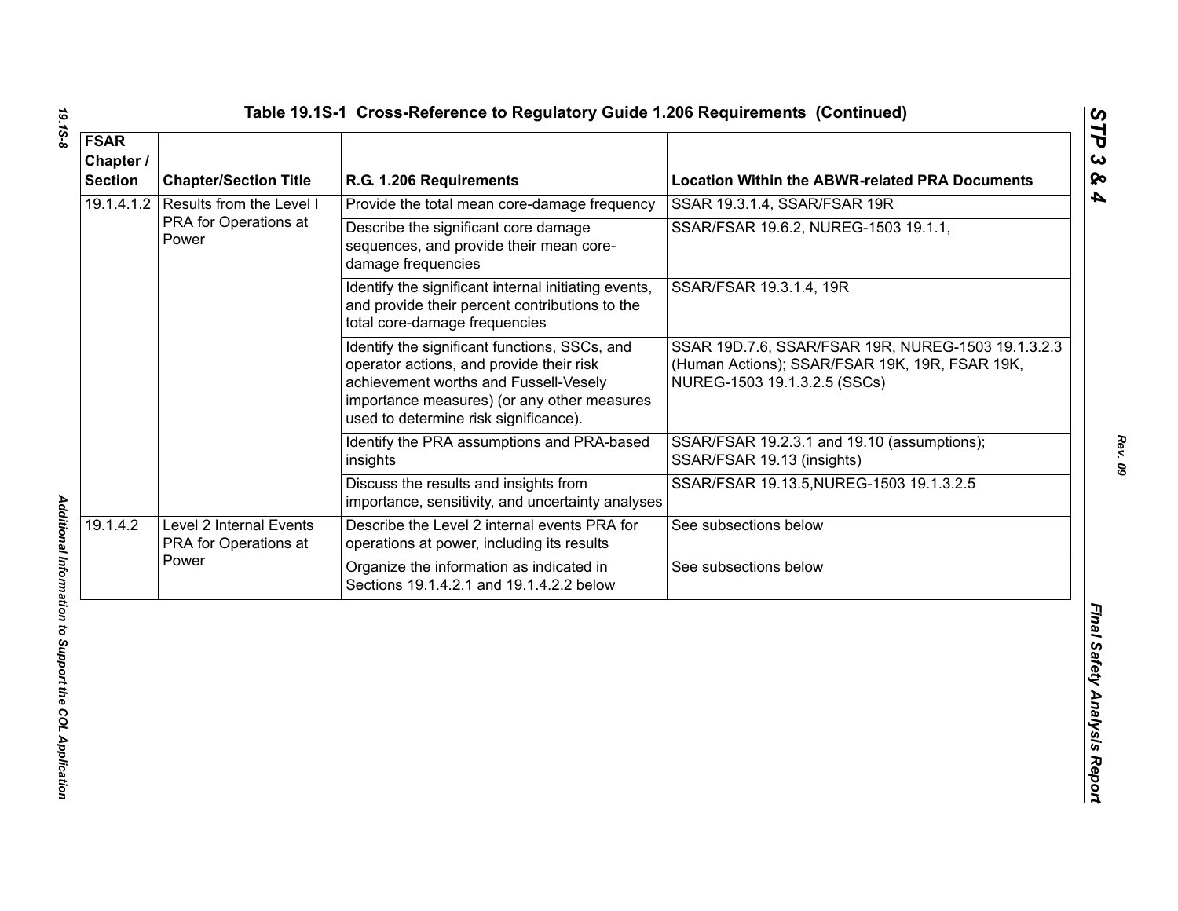# Table 19.1S-1 Cross-Reference to Regulatory Guide 1.206 Requirements (Continued)

| FSAR Chapter / Section | Chapter/Section Title | R.G. 1.206 Requirements | Location Within the ABWR-related PRA Documents |
|---|---|---|---|
| 19.1.4.1.2 | Results from the Level I PRA for Operations at Power | Provide the total mean core-damage frequency | SSAR 19.3.1.4, SSAR/FSAR 19R |
| | | Describe the significant core damage sequences, and provide their mean core-damage frequencies | SSAR/FSAR 19.6.2, NUREG-1503 19.1.1, |
| | | Identify the significant internal initiating events, and provide their percent contributions to the total core-damage frequencies | SSAR/FSAR 19.3.1.4, 19R |
| | | Identify the significant functions, SSCs, and operator actions, and provide their risk achievement worths and Fussell-Vesely importance measures) (or any other measures used to determine risk significance). | SSAR 19D.7.6, SSAR/FSAR 19R, NUREG-1503 19.1.3.2.3 (Human Actions); SSAR/FSAR 19K, 19R, FSAR 19K, NUREG-1503 19.1.3.2.5 (SSCs) |
| | | Identify the PRA assumptions and PRA-based insights | SSAR/FSAR 19.2.3.1 and 19.10 (assumptions); SSAR/FSAR 19.13 (insights) |
| | | Discuss the results and insights from importance, sensitivity, and uncertainty analyses | SSAR/FSAR 19.13.5,NUREG-1503 19.1.3.2.5 |
| 19.1.4.2 | Level 2 Internal Events PRA for Operations at Power | Describe the Level 2 internal events PRA for operations at power, including its results | See subsections below |
| | | Organize the information as indicated in Sections 19.1.4.2.1 and 19.1.4.2.2 below | See subsections below |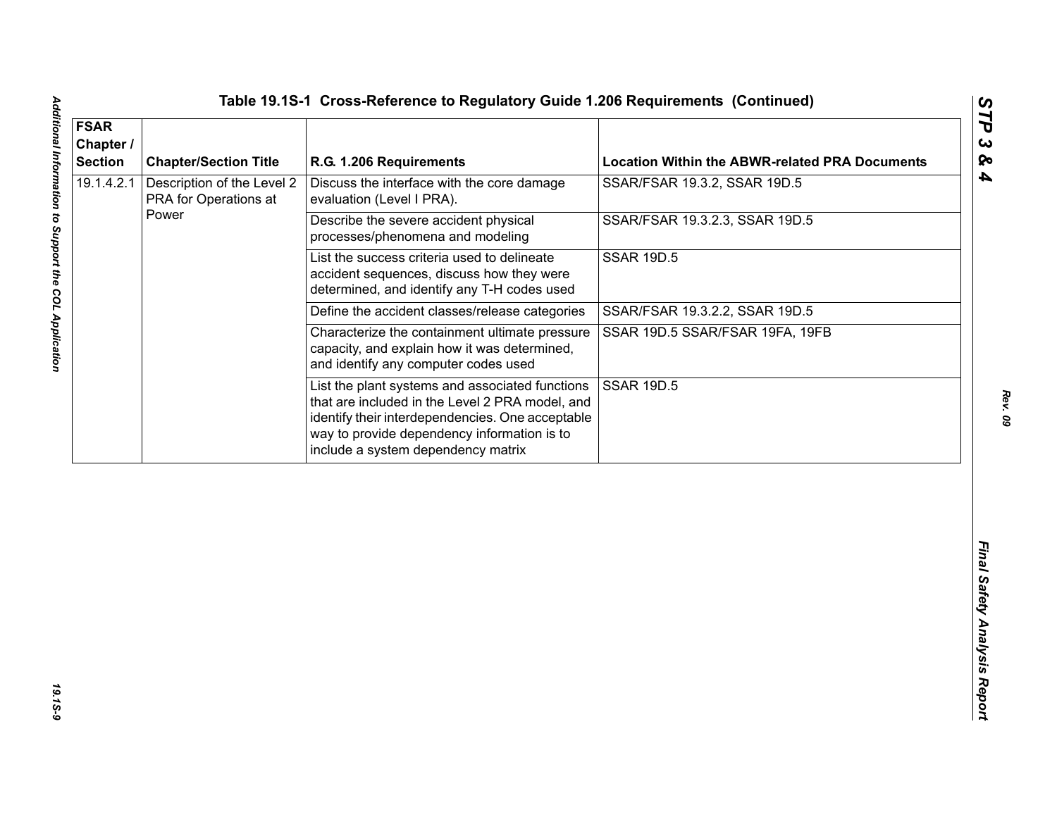**Table 19.1S-1 Cross-Reference to Regulatory Guide 1.206 Requirements (Continued)**

| FSAR Chapter / Section | Chapter/Section Title | R.G. 1.206 Requirements | Location Within the ABWR-related PRA Documents |
|---|---|---|---|
| 19.1.4.2.1 | Description of the Level 2 PRA for Operations at Power | Discuss the interface with the core damage evaluation (Level I PRA). | SSAR/FSAR 19.3.2, SSAR 19D.5 |
| | | Describe the severe accident physical processes/phenomena and modeling | SSAR/FSAR 19.3.2.3, SSAR 19D.5 |
| | | List the success criteria used to delineate accident sequences, discuss how they were determined, and identify any T-H codes used | SSAR 19D.5 |
| | | Define the accident classes/release categories | SSAR/FSAR 19.3.2.2, SSAR 19D.5 |
| | | Characterize the containment ultimate pressure capacity, and explain how it was determined, and identify any computer codes used | SSAR 19D.5 SSAR/FSAR 19FA, 19FB |
| | | List the plant systems and associated functions that are included in the Level 2 PRA model, and identify their interdependencies. One acceptable way to provide dependency information is to include a system dependency matrix | SSAR 19D.5 |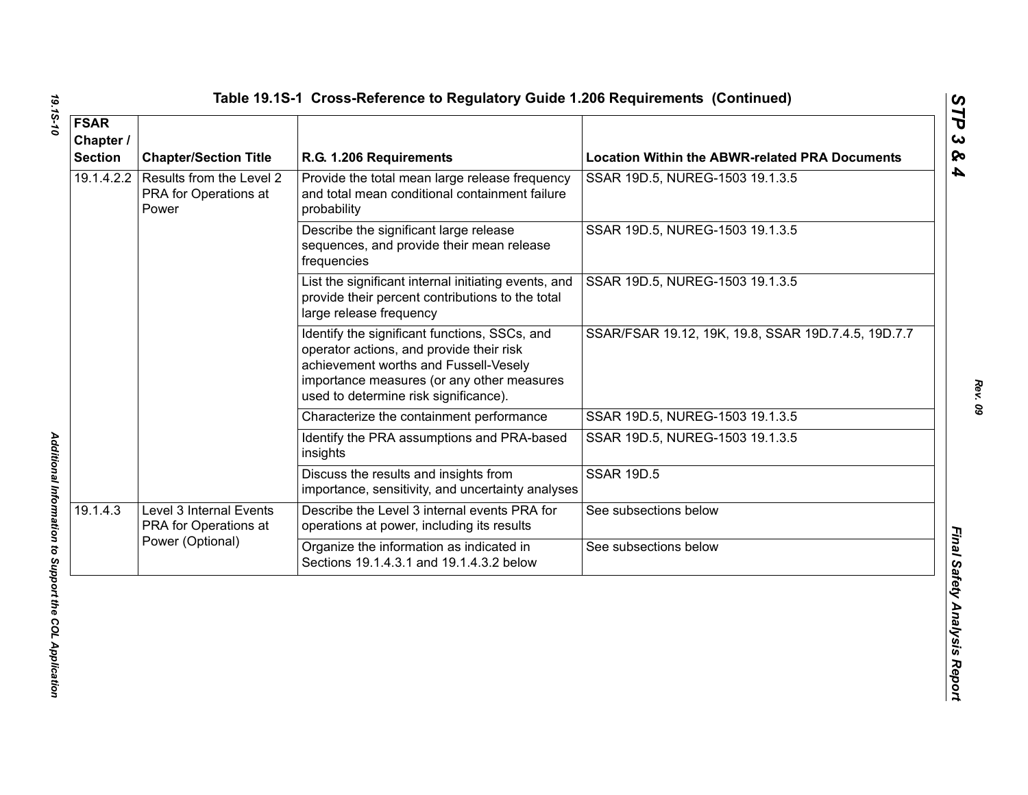**Table 19.1S-1 Cross-Reference to Regulatory Guide 1.206 Requirements (Continued)**

| FSAR Chapter / Section | Chapter/Section Title | R.G. 1.206 Requirements | Location Within the ABWR-related PRA Documents |
|---|---|---|---|
| 19.1.4.2.2 | Results from the Level 2 PRA for Operations at Power | Provide the total mean large release frequency and total mean conditional containment failure probability | SSAR 19D.5, NUREG-1503 19.1.3.5 |
| | | Describe the significant large release sequences, and provide their mean release frequencies | SSAR 19D.5, NUREG-1503 19.1.3.5 |
| | | List the significant internal initiating events, and provide their percent contributions to the total large release frequency | SSAR 19D.5, NUREG-1503 19.1.3.5 |
| | | Identify the significant functions, SSCs, and operator actions, and provide their risk achievement worths and Fussell-Vesely importance measures (or any other measures used to determine risk significance). | SSAR/FSAR 19.12, 19K, 19.8, SSAR 19D.7.4.5, 19D.7.7 |
| | | Characterize the containment performance | SSAR 19D.5, NUREG-1503 19.1.3.5 |
| | | Identify the PRA assumptions and PRA-based insights | SSAR 19D.5, NUREG-1503 19.1.3.5 |
| | | Discuss the results and insights from importance, sensitivity, and uncertainty analyses | SSAR 19D.5 |
| 19.1.4.3 | Level 3 Internal Events PRA for Operations at Power (Optional) | Describe the Level 3 internal events PRA for operations at power, including its results | See subsections below |
| | | Organize the information as indicated in Sections 19.1.4.3.1 and 19.1.4.3.2 below | See subsections below |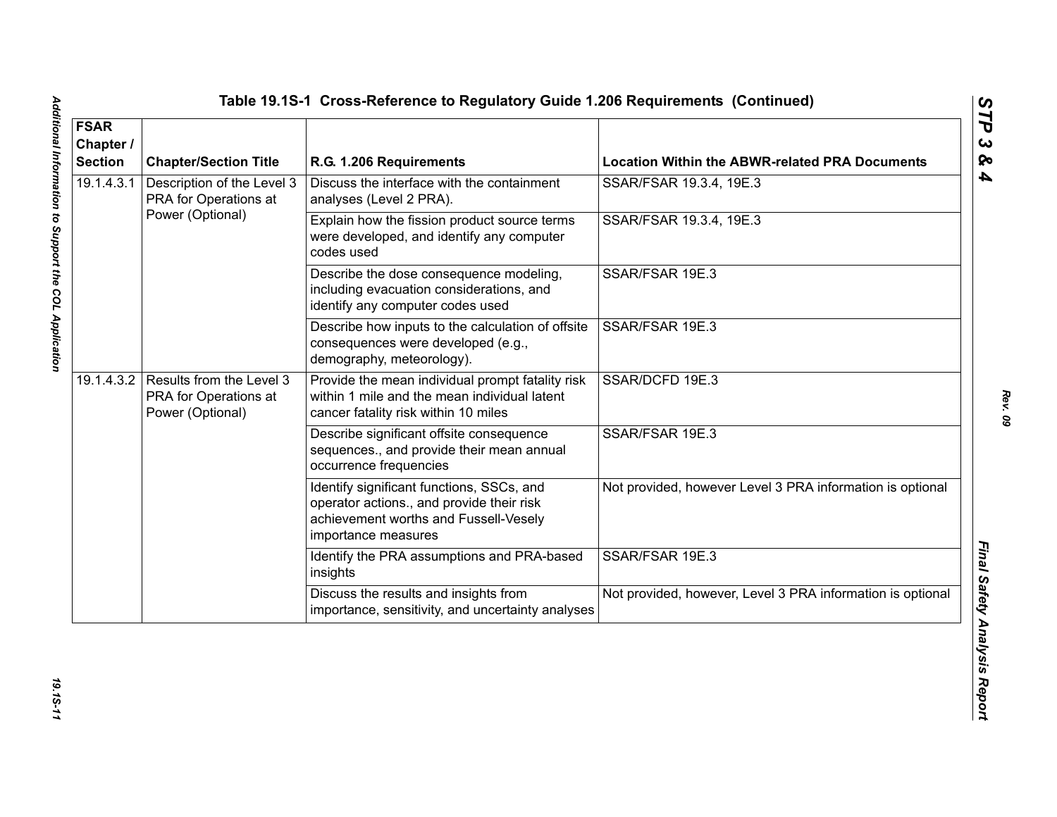## Table 19.1S-1 Cross-Reference to Regulatory Guide 1.206 Requirements (Continued)

| FSAR Chapter / Section | Chapter/Section Title | R.G. 1.206 Requirements | Location Within the ABWR-related PRA Documents |
|---|---|---|---|
| 19.1.4.3.1 | Description of the Level 3 PRA for Operations at Power (Optional) | Discuss the interface with the containment analyses (Level 2 PRA). | SSAR/FSAR 19.3.4, 19E.3 |
| | | Explain how the fission product source terms were developed, and identify any computer codes used | SSAR/FSAR 19.3.4, 19E.3 |
| | | Describe the dose consequence modeling, including evacuation considerations, and identify any computer codes used | SSAR/FSAR 19E.3 |
| | | Describe how inputs to the calculation of offsite consequences were developed (e.g., demography, meteorology). | SSAR/FSAR 19E.3 |
| 19.1.4.3.2 | Results from the Level 3 PRA for Operations at Power (Optional) | Provide the mean individual prompt fatality risk within 1 mile and the mean individual latent cancer fatality risk within 10 miles | SSAR/DCFD 19E.3 |
| | | Describe significant offsite consequence sequences., and provide their mean annual occurrence frequencies | SSAR/FSAR 19E.3 |
| | | Identify significant functions, SSCs, and operator actions., and provide their risk achievement worths and Fussell-Vesely importance measures | Not provided, however Level 3 PRA information is optional |
| | | Identify the PRA assumptions and PRA-based insights | SSAR/FSAR 19E.3 |
| | | Discuss the results and insights from importance, sensitivity, and uncertainty analyses | Not provided, however, Level 3 PRA information is optional |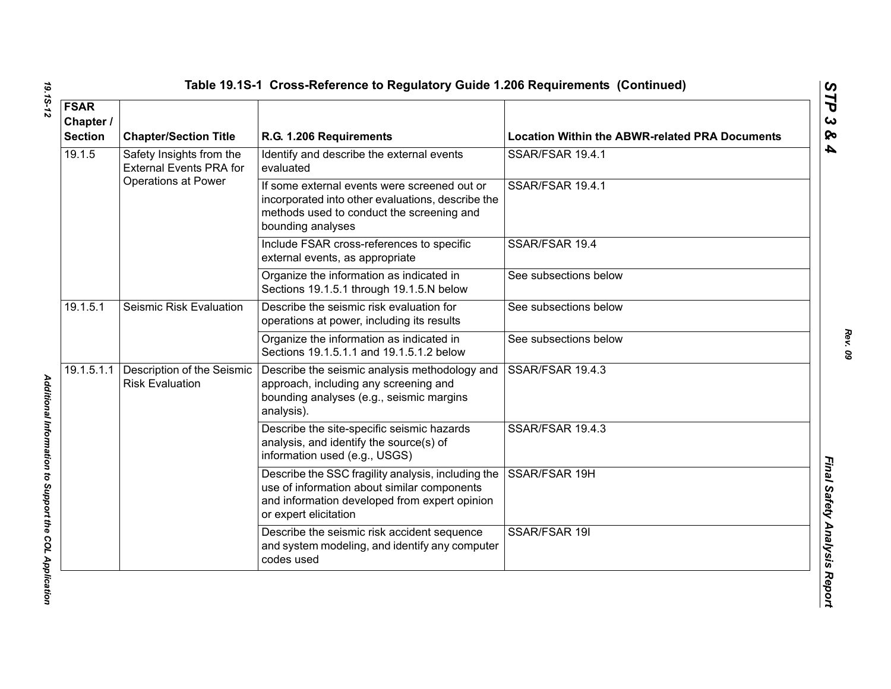## Table 19.1S-1 Cross-Reference to Regulatory Guide 1.206 Requirements (Continued)

| FSAR Chapter / Section | Chapter/Section Title | R.G. 1.206 Requirements | Location Within the ABWR-related PRA Documents |
|---|---|---|---|
| 19.1.5 | Safety Insights from the External Events PRA for Operations at Power | Identify and describe the external events evaluated | SSAR/FSAR 19.4.1 |
| | | If some external events were screened out or incorporated into other evaluations, describe the methods used to conduct the screening and bounding analyses | SSAR/FSAR 19.4.1 |
| | | Include FSAR cross-references to specific external events, as appropriate | SSAR/FSAR 19.4 |
| | | Organize the information as indicated in Sections 19.1.5.1 through 19.1.5.N below | See subsections below |
| 19.1.5.1 | Seismic Risk Evaluation | Describe the seismic risk evaluation for operations at power, including its results | See subsections below |
| | | Organize the information as indicated in Sections 19.1.5.1.1 and 19.1.5.1.2 below | See subsections below |
| 19.1.5.1.1 | Description of the Seismic Risk Evaluation | Describe the seismic analysis methodology and approach, including any screening and bounding analyses (e.g., seismic margins analysis). | SSAR/FSAR 19.4.3 |
| | | Describe the site-specific seismic hazards analysis, and identify the source(s) of information used (e.g., USGS) | SSAR/FSAR 19.4.3 |
| | | Describe the SSC fragility analysis, including the use of information about similar components and information developed from expert opinion or expert elicitation | SSAR/FSAR 19H |
| | | Describe the seismic risk accident sequence and system modeling, and identify any computer codes used | SSAR/FSAR 19I |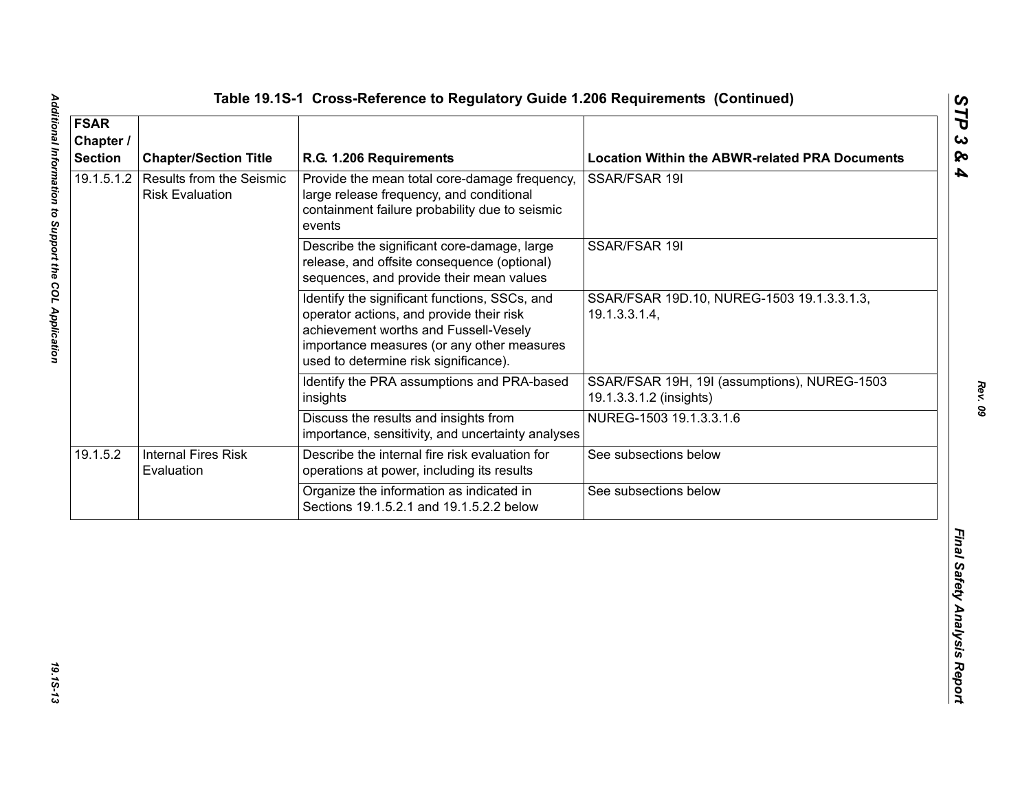# Table 19.1S-1 Cross-Reference to Regulatory Guide 1.206 Requirements (Continued)

| FSAR Chapter / Section | Chapter/Section Title | R.G. 1.206 Requirements | Location Within the ABWR-related PRA Documents |
|---|---|---|---|
| 19.1.5.1.2 | Results from the Seismic Risk Evaluation | Provide the mean total core-damage frequency, large release frequency, and conditional containment failure probability due to seismic events | SSAR/FSAR 19I |
| | | Describe the significant core-damage, large release, and offsite consequence (optional) sequences, and provide their mean values | SSAR/FSAR 19I |
| | | Identify the significant functions, SSCs, and operator actions, and provide their risk achievement worths and Fussell-Vesely importance measures (or any other measures used to determine risk significance). | SSAR/FSAR 19D.10, NUREG-1503 19.1.3.3.1.3, 19.1.3.3.1.4, |
| | | Identify the PRA assumptions and PRA-based insights | SSAR/FSAR 19H, 19I (assumptions), NUREG-1503 19.1.3.3.1.2 (insights) |
| | | Discuss the results and insights from importance, sensitivity, and uncertainty analyses | NUREG-1503 19.1.3.3.1.6 |
| 19.1.5.2 | Internal Fires Risk Evaluation | Describe the internal fire risk evaluation for operations at power, including its results | See subsections below |
| | | Organize the information as indicated in Sections 19.1.5.2.1 and 19.1.5.2.2 below | See subsections below |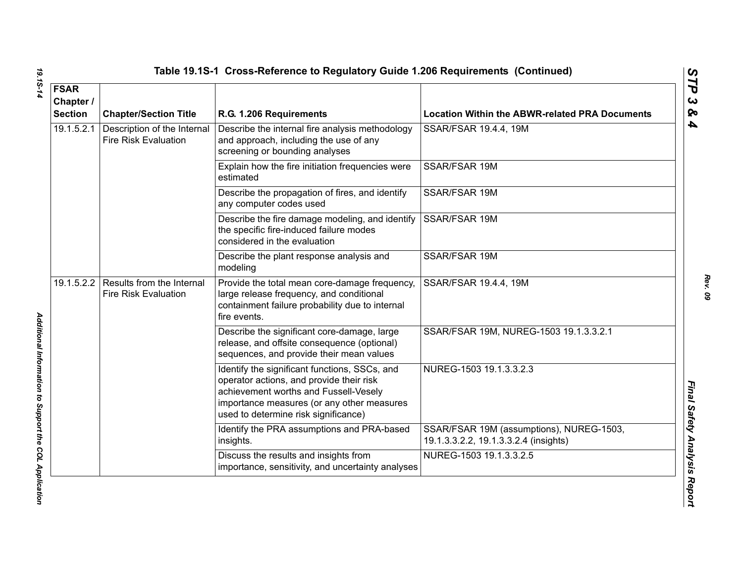**Table 19.1S-1 Cross-Reference to Regulatory Guide 1.206 Requirements (Continued)**

| FSAR Chapter / Section | Chapter/Section Title | R.G. 1.206 Requirements | Location Within the ABWR-related PRA Documents |
|---|---|---|---|
| 19.1.5.2.1 | Description of the Internal Fire Risk Evaluation | Describe the internal fire analysis methodology and approach, including the use of any screening or bounding analyses | SSAR/FSAR 19.4.4, 19M |
| | | Explain how the fire initiation frequencies were estimated | SSAR/FSAR 19M |
| | | Describe the propagation of fires, and identify any computer codes used | SSAR/FSAR 19M |
| | | Describe the fire damage modeling, and identify the specific fire-induced failure modes considered in the evaluation | SSAR/FSAR 19M |
| | | Describe the plant response analysis and modeling | SSAR/FSAR 19M |
| 19.1.5.2.2 | Results from the Internal Fire Risk Evaluation | Provide the total mean core-damage frequency, large release frequency, and conditional containment failure probability due to internal fire events. | SSAR/FSAR 19.4.4, 19M |
| | | Describe the significant core-damage, large release, and offsite consequence (optional) sequences, and provide their mean values | SSAR/FSAR 19M, NUREG-1503 19.1.3.3.2.1 |
| | | Identify the significant functions, SSCs, and operator actions, and provide their risk achievement worths and Fussell-Vesely importance measures (or any other measures used to determine risk significance) | NUREG-1503 19.1.3.3.2.3 |
| | | Identify the PRA assumptions and PRA-based insights. | SSAR/FSAR 19M (assumptions), NUREG-1503, 19.1.3.3.2.2, 19.1.3.3.2.4 (insights) |
| | | Discuss the results and insights from importance, sensitivity, and uncertainty analyses | NUREG-1503 19.1.3.3.2.5 |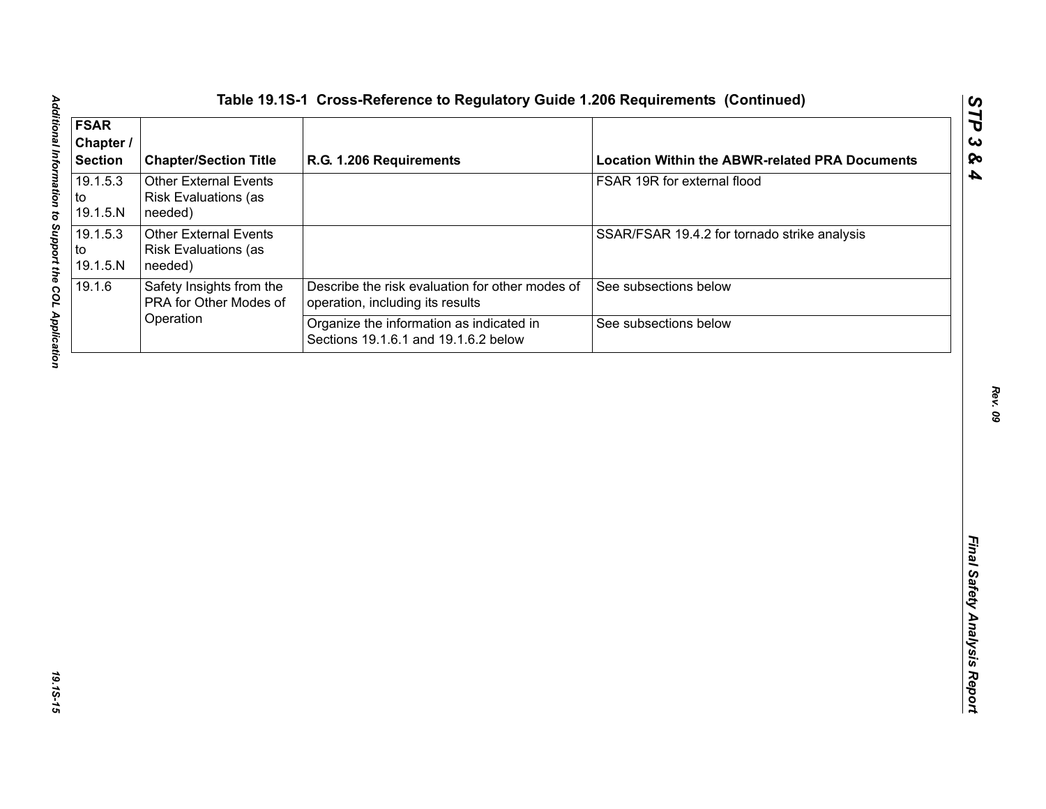**Table 19.1S-1 Cross-Reference to Regulatory Guide 1.206 Requirements (Continued)**

| FSAR Chapter / Section | Chapter/Section Title | R.G. 1.206 Requirements | Location Within the ABWR-related PRA Documents |
|---|---|---|---|
| 19.1.5.3 to 19.1.5.N | Other External Events Risk Evaluations (as needed) | | FSAR 19R for external flood |
| 19.1.5.3 to 19.1.5.N | Other External Events Risk Evaluations (as needed) | | SSAR/FSAR 19.4.2 for tornado strike analysis |
| 19.1.6 | Safety Insights from the PRA for Other Modes of Operation | Describe the risk evaluation for other modes of operation, including its results | See subsections below |
| | | Organize the information as indicated in Sections 19.1.6.1 and 19.1.6.2 below | See subsections below |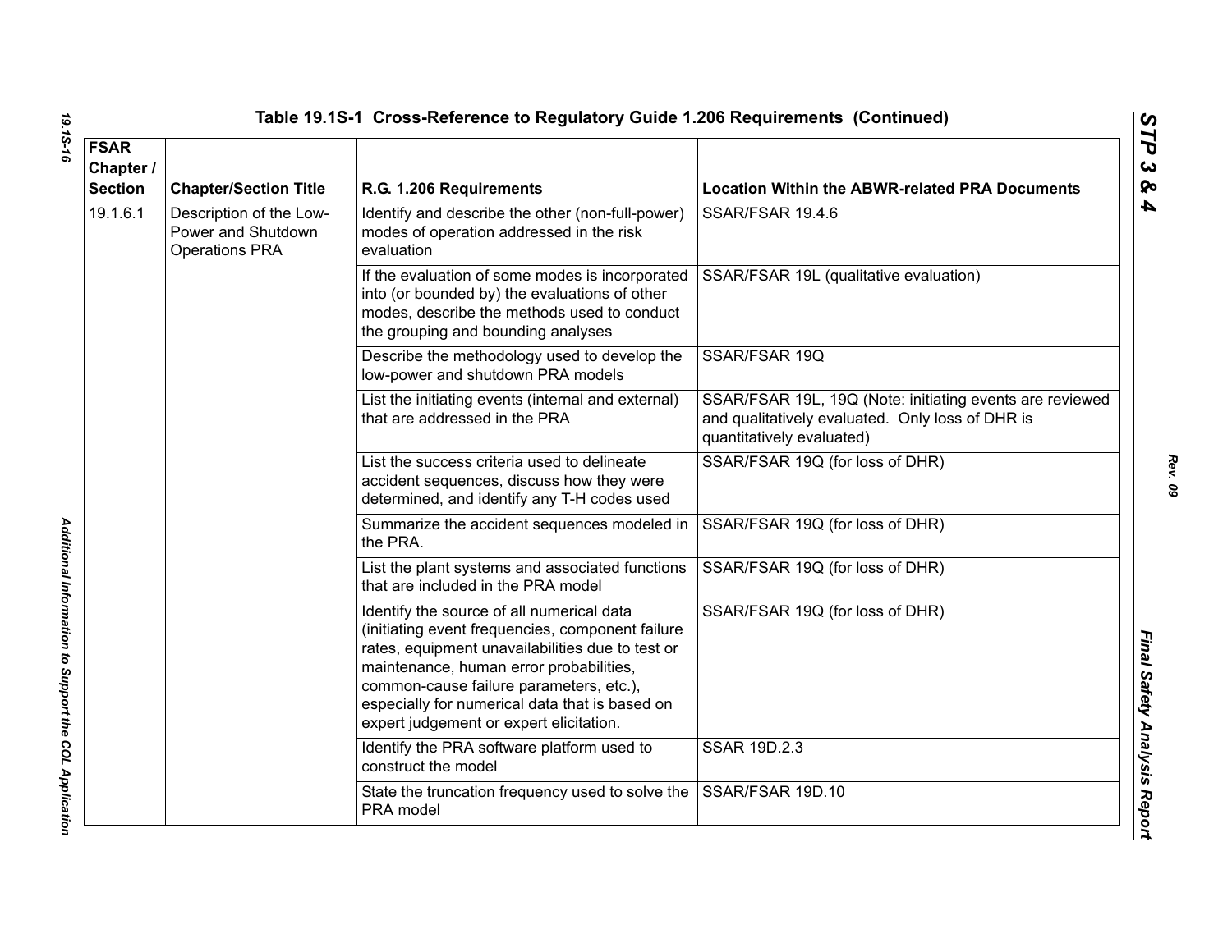# Table 19.1S-1 Cross-Reference to Regulatory Guide 1.206 Requirements (Continued)

| FSAR Chapter / Section | Chapter/Section Title | R.G. 1.206 Requirements | Location Within the ABWR-related PRA Documents |
|---|---|---|---|
| 19.1.6.1 | Description of the Low-Power and Shutdown Operations PRA | Identify and describe the other (non-full-power) modes of operation addressed in the risk evaluation | SSAR/FSAR 19.4.6 |
| | | If the evaluation of some modes is incorporated into (or bounded by) the evaluations of other modes, describe the methods used to conduct the grouping and bounding analyses | SSAR/FSAR 19L (qualitative evaluation) |
| | | Describe the methodology used to develop the low-power and shutdown PRA models | SSAR/FSAR 19Q |
| | | List the initiating events (internal and external) that are addressed in the PRA | SSAR/FSAR 19L, 19Q (Note: initiating events are reviewed and qualitatively evaluated. Only loss of DHR is quantitatively evaluated) |
| | | List the success criteria used to delineate accident sequences, discuss how they were determined, and identify any T-H codes used | SSAR/FSAR 19Q (for loss of DHR) |
| | | Summarize the accident sequences modeled in the PRA. | SSAR/FSAR 19Q (for loss of DHR) |
| | | List the plant systems and associated functions that are included in the PRA model | SSAR/FSAR 19Q (for loss of DHR) |
| | | Identify the source of all numerical data (initiating event frequencies, component failure rates, equipment unavailabilities due to test or maintenance, human error probabilities, common-cause failure parameters, etc.), especially for numerical data that is based on expert judgement or expert elicitation. | SSAR/FSAR 19Q (for loss of DHR) |
| | | Identify the PRA software platform used to construct the model | SSAR 19D.2.3 |
| | | State the truncation frequency used to solve the PRA model | SSAR/FSAR 19D.10 |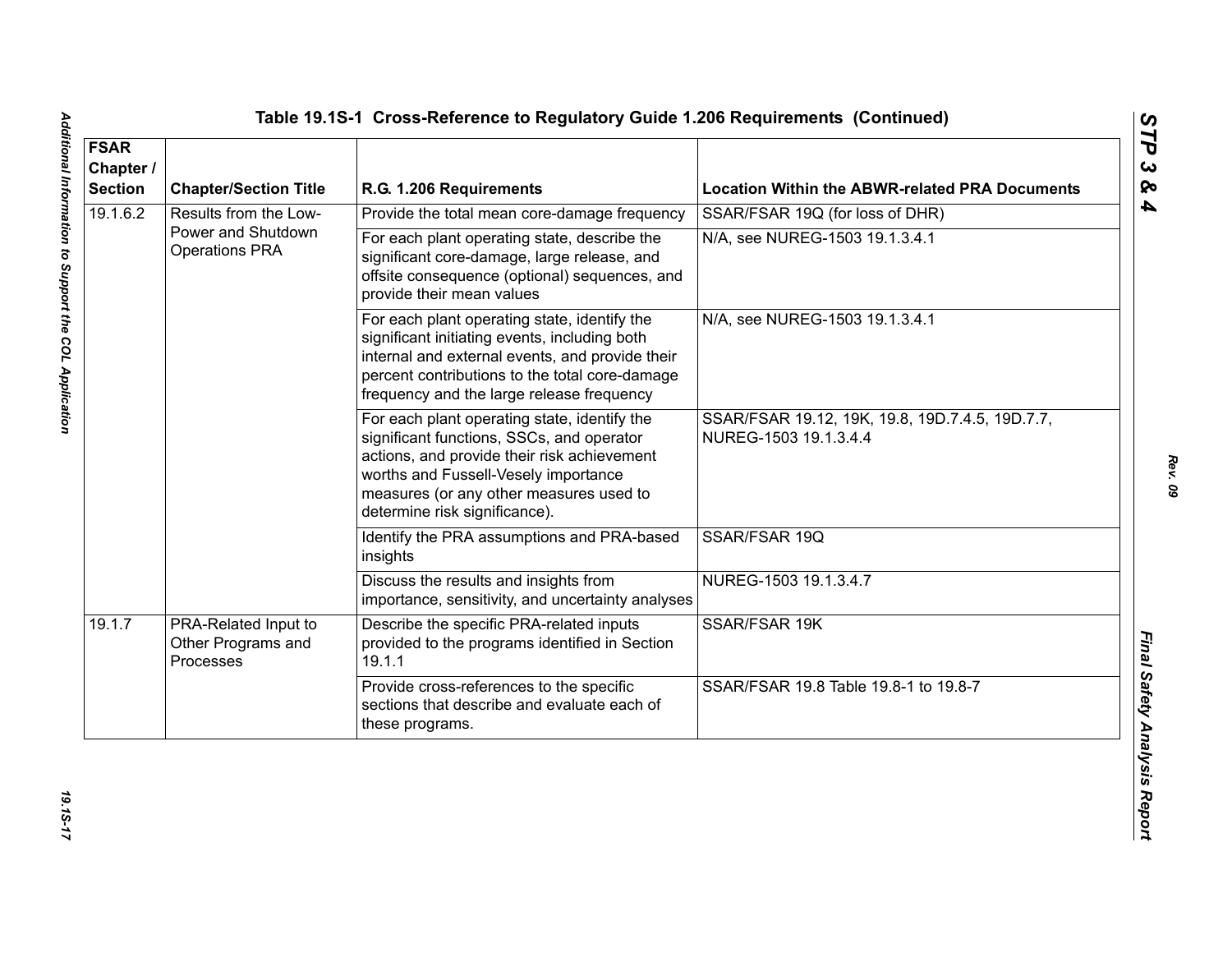### Table 19.1S-1 Cross-Reference to Regulatory Guide 1.206 Requirements (Continued)

| FSAR Chapter / Section | Chapter/Section Title | R.G. 1.206 Requirements | Location Within the ABWR-related PRA Documents |
|---|---|---|---|
| 19.1.6.2 | Results from the Low-Power and Shutdown Operations PRA | Provide the total mean core-damage frequency | SSAR/FSAR 19Q (for loss of DHR) |
| | | For each plant operating state, describe the significant core-damage, large release, and offsite consequence (optional) sequences, and provide their mean values | N/A, see NUREG-1503 19.1.3.4.1 |
| | | For each plant operating state, identify the significant initiating events, including both internal and external events, and provide their percent contributions to the total core-damage frequency and the large release frequency | N/A, see NUREG-1503 19.1.3.4.1 |
| | | For each plant operating state, identify the significant functions, SSCs, and operator actions, and provide their risk achievement worths and Fussell-Vesely importance measures (or any other measures used to determine risk significance). | SSAR/FSAR 19.12, 19K, 19.8, 19D.7.4.5, 19D.7.7, NUREG-1503 19.1.3.4.4 |
| | | Identify the PRA assumptions and PRA-based insights | SSAR/FSAR 19Q |
| | | Discuss the results and insights from importance, sensitivity, and uncertainty analyses | NUREG-1503 19.1.3.4.7 |
| 19.1.7 | PRA-Related Input to Other Programs and Processes | Describe the specific PRA-related inputs provided to the programs identified in Section 19.1.1 | SSAR/FSAR 19K |
| | | Provide cross-references to the specific sections that describe and evaluate each of these programs. | SSAR/FSAR 19.8 Table 19.8-1 to 19.8-7 |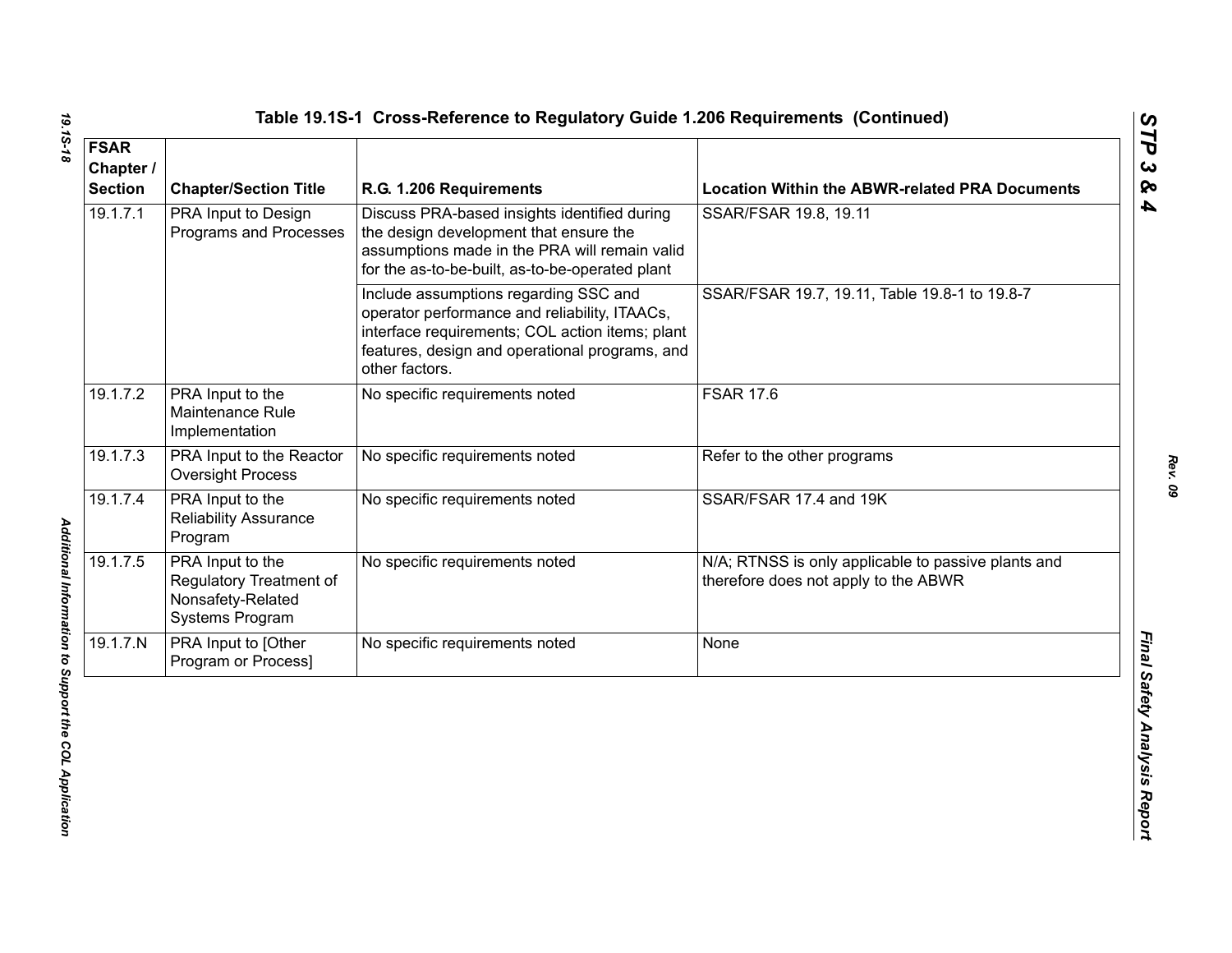## Table 19.1S-1 Cross-Reference to Regulatory Guide 1.206 Requirements (Continued)

| FSAR Chapter / Section | Chapter/Section Title | R.G. 1.206 Requirements | Location Within the ABWR-related PRA Documents |
|---|---|---|---|
| 19.1.7.1 | PRA Input to Design Programs and Processes | Discuss PRA-based insights identified during the design development that ensure the assumptions made in the PRA will remain valid for the as-to-be-built, as-to-be-operated plant | SSAR/FSAR 19.8, 19.11 |
| | | Include assumptions regarding SSC and operator performance and reliability, ITAACs, interface requirements; COL action items; plant features, design and operational programs, and other factors. | SSAR/FSAR 19.7, 19.11, Table 19.8-1 to 19.8-7 |
| 19.1.7.2 | PRA Input to the Maintenance Rule Implementation | No specific requirements noted | FSAR 17.6 |
| 19.1.7.3 | PRA Input to the Reactor Oversight Process | No specific requirements noted | Refer to the other programs |
| 19.1.7.4 | PRA Input to the Reliability Assurance Program | No specific requirements noted | SSAR/FSAR 17.4 and 19K |
| 19.1.7.5 | PRA Input to the Regulatory Treatment of Nonsafety-Related Systems Program | No specific requirements noted | N/A; RTNSS is only applicable to passive plants and therefore does not apply to the ABWR |
| 19.1.7.N | PRA Input to [Other Program or Process] | No specific requirements noted | None |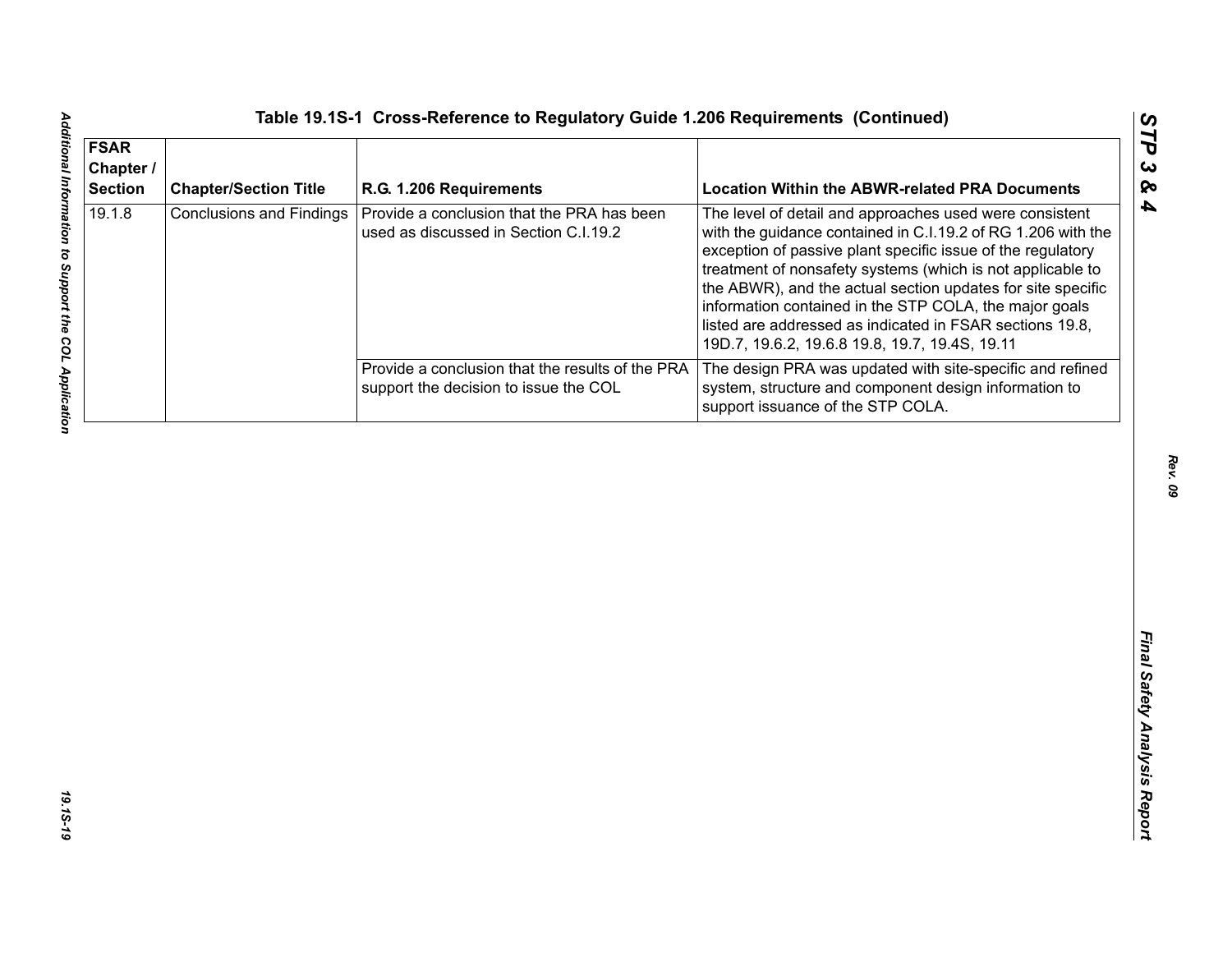## Table 19.1S-1 Cross-Reference to Regulatory Guide 1.206 Requirements (Continued)

| FSAR Chapter / Section | Chapter/Section Title | R.G. 1.206 Requirements | Location Within the ABWR-related PRA Documents |
|---|---|---|---|
| 19.1.8 | Conclusions and Findings | Provide a conclusion that the PRA has been used as discussed in Section C.I.19.2 | The level of detail and approaches used were consistent with the guidance contained in C.I.19.2 of RG 1.206 with the exception of passive plant specific issue of the regulatory treatment of nonsafety systems (which is not applicable to the ABWR), and the actual section updates for site specific information contained in the STP COLA, the major goals listed are addressed as indicated in FSAR sections 19.8, 19D.7, 19.6.2, 19.6.8 19.8, 19.7, 19.4S, 19.11 |
| | | Provide a conclusion that the results of the PRA support the decision to issue the COL | The design PRA was updated with site-specific and refined system, structure and component design information to support issuance of the STP COLA. |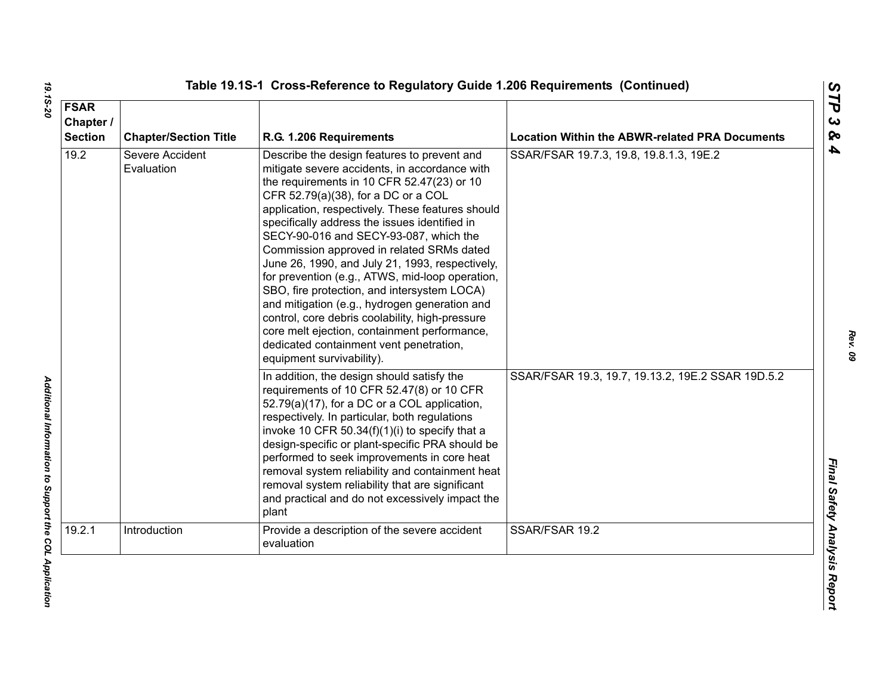## Table 19.1S-1 Cross-Reference to Regulatory Guide 1.206 Requirements (Continued)

| FSAR Chapter / Section | Chapter/Section Title | R.G. 1.206 Requirements | Location Within the ABWR-related PRA Documents |
|---|---|---|---|
| 19.2 | Severe Accident Evaluation | Describe the design features to prevent and mitigate severe accidents, in accordance with the requirements in 10 CFR 52.47(23) or 10 CFR 52.79(a)(38), for a DC or a COL application, respectively. These features should specifically address the issues identified in SECY-90-016 and SECY-93-087, which the Commission approved in related SRMs dated June 26, 1990, and July 21, 1993, respectively, for prevention (e.g., ATWS, mid-loop operation, SBO, fire protection, and intersystem LOCA) and mitigation (e.g., hydrogen generation and control, core debris coolability, high-pressure core melt ejection, containment performance, dedicated containment vent penetration, equipment survivability). | SSAR/FSAR 19.7.3, 19.8, 19.8.1.3, 19E.2 |
| | | In addition, the design should satisfy the requirements of 10 CFR 52.47(8) or 10 CFR 52.79(a)(17), for a DC or a COL application, respectively. In particular, both regulations invoke 10 CFR 50.34(f)(1)(i) to specify that a design-specific or plant-specific PRA should be performed to seek improvements in core heat removal system reliability and containment heat removal system reliability that are significant and practical and do not excessively impact the plant | SSAR/FSAR 19.3, 19.7, 19.13.2, 19E.2 SSAR 19D.5.2 |
| 19.2.1 | Introduction | Provide a description of the severe accident evaluation | SSAR/FSAR 19.2 |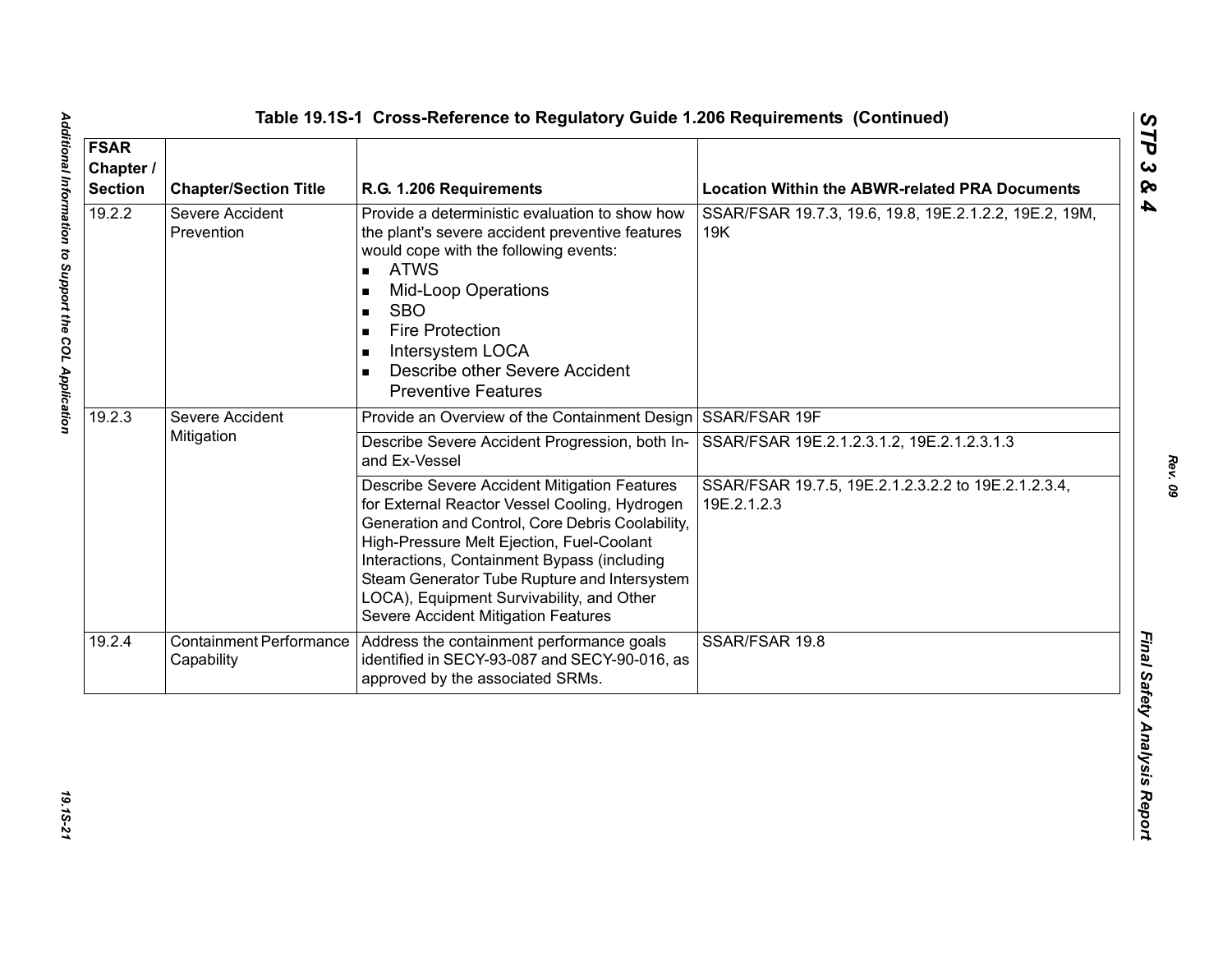# Table 19.1S-1 Cross-Reference to Regulatory Guide 1.206 Requirements (Continued)

| FSAR Chapter / Section | Chapter/Section Title | R.G. 1.206 Requirements | Location Within the ABWR-related PRA Documents |
|---|---|---|---|
| 19.2.2 | Severe Accident Prevention | Provide a deterministic evaluation to show how the plant's severe accident preventive features would cope with the following events: ▪ ATWS ▪ Mid-Loop Operations ▪ SBO ▪ Fire Protection ▪ Intersystem LOCA ▪ Describe other Severe Accident Preventive Features | SSAR/FSAR 19.7.3, 19.6, 19.8, 19E.2.1.2.2, 19E.2, 19M, 19K |
| 19.2.3 | Severe Accident Mitigation | Provide an Overview of the Containment Design | SSAR/FSAR 19F |
| | | Describe Severe Accident Progression, both In- and Ex-Vessel | SSAR/FSAR 19E.2.1.2.3.1.2, 19E.2.1.2.3.1.3 |
| | | Describe Severe Accident Mitigation Features for External Reactor Vessel Cooling, Hydrogen Generation and Control, Core Debris Coolability, High-Pressure Melt Ejection, Fuel-Coolant Interactions, Containment Bypass (including Steam Generator Tube Rupture and Intersystem LOCA), Equipment Survivability, and Other Severe Accident Mitigation Features | SSAR/FSAR 19.7.5, 19E.2.1.2.3.2.2 to 19E.2.1.2.3.4, 19E.2.1.2.3 |
| 19.2.4 | Containment Performance Capability | Address the containment performance goals identified in SECY-93-087 and SECY-90-016, as approved by the associated SRMs. | SSAR/FSAR 19.8 |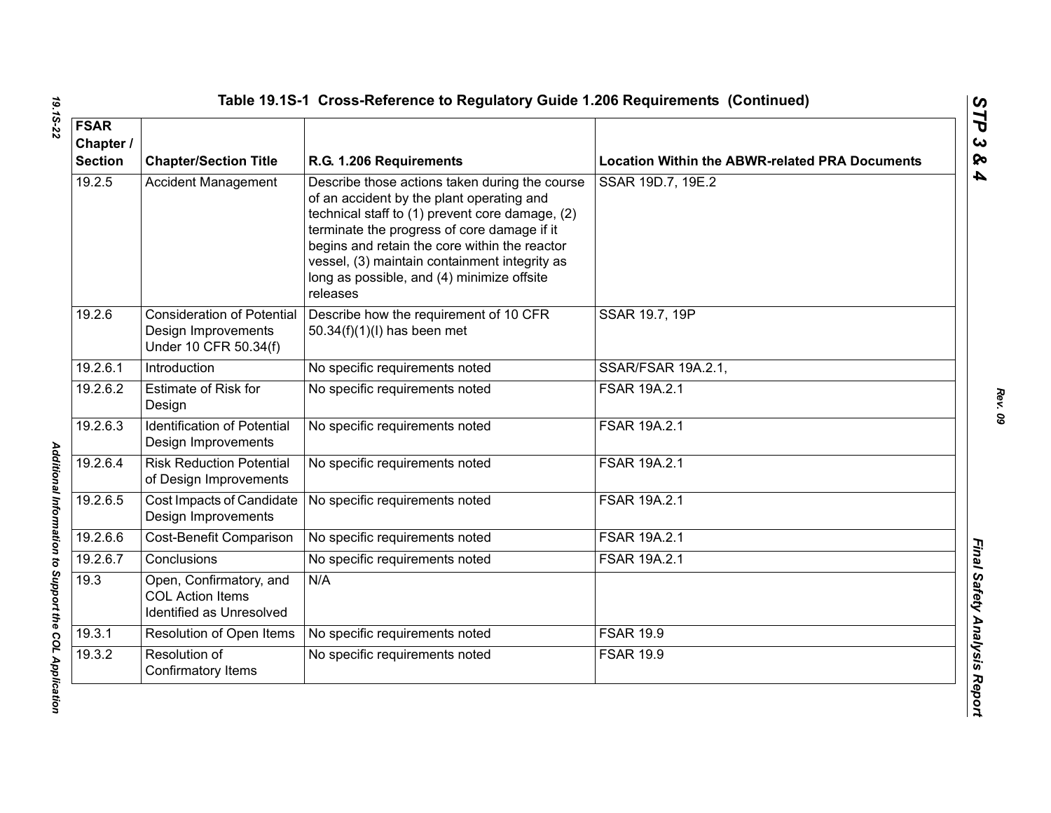## Table 19.1S-1 Cross-Reference to Regulatory Guide 1.206 Requirements (Continued)

| FSAR Chapter / Section | Chapter/Section Title | R.G. 1.206 Requirements | Location Within the ABWR-related PRA Documents |
|---|---|---|---|
| 19.2.5 | Accident Management | Describe those actions taken during the course of an accident by the plant operating and technical staff to (1) prevent core damage, (2) terminate the progress of core damage if it begins and retain the core within the reactor vessel, (3) maintain containment integrity as long as possible, and (4) minimize offsite releases | SSAR 19D.7, 19E.2 |
| 19.2.6 | Consideration of Potential Design Improvements Under 10 CFR 50.34(f) | Describe how the requirement of 10 CFR 50.34(f)(1)(I) has been met | SSAR 19.7, 19P |
| 19.2.6.1 | Introduction | No specific requirements noted | SSAR/FSAR 19A.2.1, |
| 19.2.6.2 | Estimate of Risk for Design | No specific requirements noted | FSAR 19A.2.1 |
| 19.2.6.3 | Identification of Potential Design Improvements | No specific requirements noted | FSAR 19A.2.1 |
| 19.2.6.4 | Risk Reduction Potential of Design Improvements | No specific requirements noted | FSAR 19A.2.1 |
| 19.2.6.5 | Cost Impacts of Candidate Design Improvements | No specific requirements noted | FSAR 19A.2.1 |
| 19.2.6.6 | Cost-Benefit Comparison | No specific requirements noted | FSAR 19A.2.1 |
| 19.2.6.7 | Conclusions | No specific requirements noted | FSAR 19A.2.1 |
| 19.3 | Open, Confirmatory, and COL Action Items Identified as Unresolved | N/A | |
| 19.3.1 | Resolution of Open Items | No specific requirements noted | FSAR 19.9 |
| 19.3.2 | Resolution of Confirmatory Items | No specific requirements noted | FSAR 19.9 |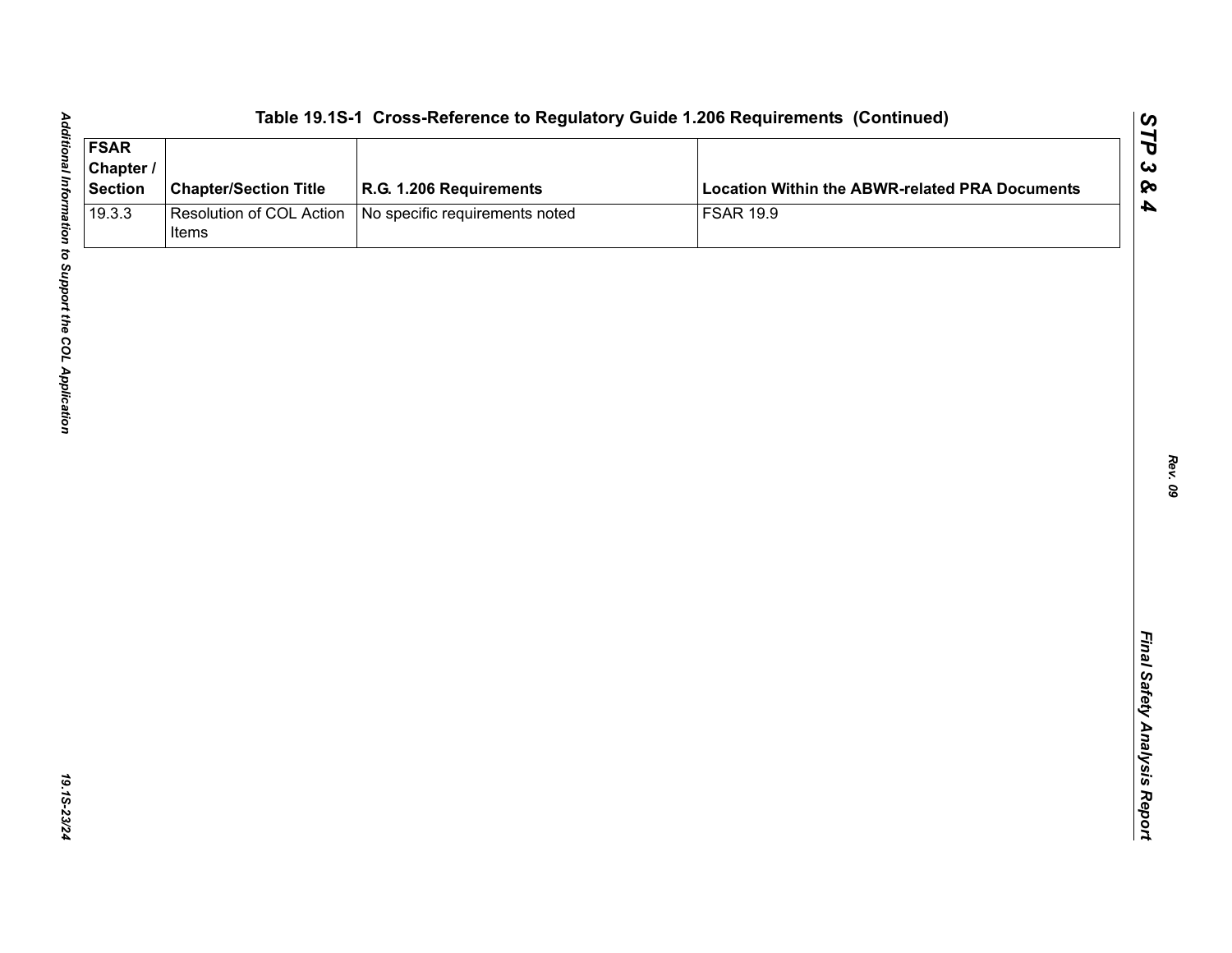## Table 19.1S-1 Cross-Reference to Regulatory Guide 1.206 Requirements (Continued)

| FSAR Chapter / Section | Chapter/Section Title | R.G. 1.206 Requirements | Location Within the ABWR-related PRA Documents |
|---|---|---|---|
| 19.3.3 | Resolution of COL Action Items | No specific requirements noted | FSAR 19.9 |